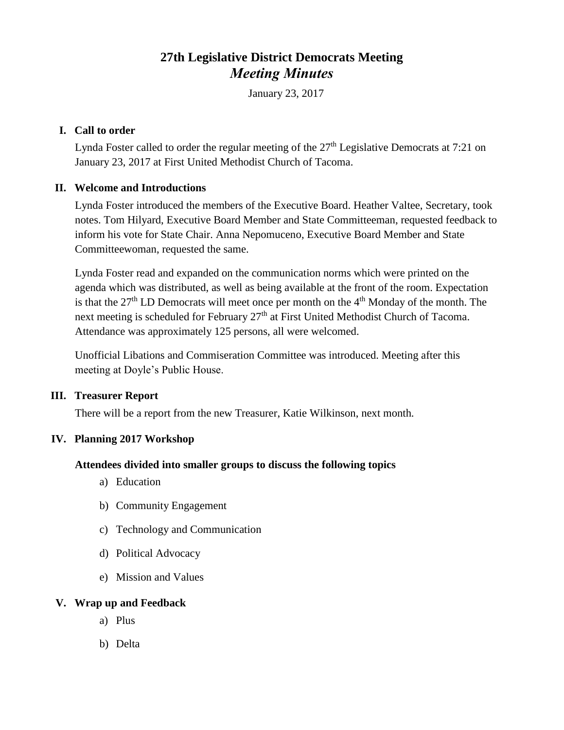# 27th Legislative District Democrats Meeting

## *Meeting Minutes*

January 23, 2017

## I. Call to order

Lynda Foster called to order the regular meeting of the 27th Legislative Democrats at 7:21 on January 23, 2017 at First United Methodist Church of Tacoma.

## II. Welcome and Introductions

Lynda Foster introduced the members of the Executive Board. Heather Valtee, Secretary, took notes. Tom Hilyard, Executive Board Member and State Committeeman, requested feedback to inform his vote for State Chair. Anna Nepomuceno, Executive Board Member and State Committeewoman, requested the same.

Lynda Foster read and expanded on the communication norms which were printed on the agenda which was distributed, as well as being available at the front of the room. Expectation is that the 27th LD Democrats will meet once per month on the 4th Monday of the month. The next meeting is scheduled for February 27th at First United Methodist Church of Tacoma. Attendance was approximately 125 persons, all were welcomed.

Unofficial Libations and Commiseration Committee was introduced. Meeting after this meeting at Doyle's Public House.

## III. Treasurer Report

There will be a report from the new Treasurer, Katie Wilkinson, next month.

## IV. Planning 2017 Workshop

**Attendees divided into smaller groups to discuss the following topics**

a) Education

b) Community Engagement

c) Technology and Communication

d) Political Advocacy

e) Mission and Values

## V. Wrap up and Feedback

a) Plus

b) Delta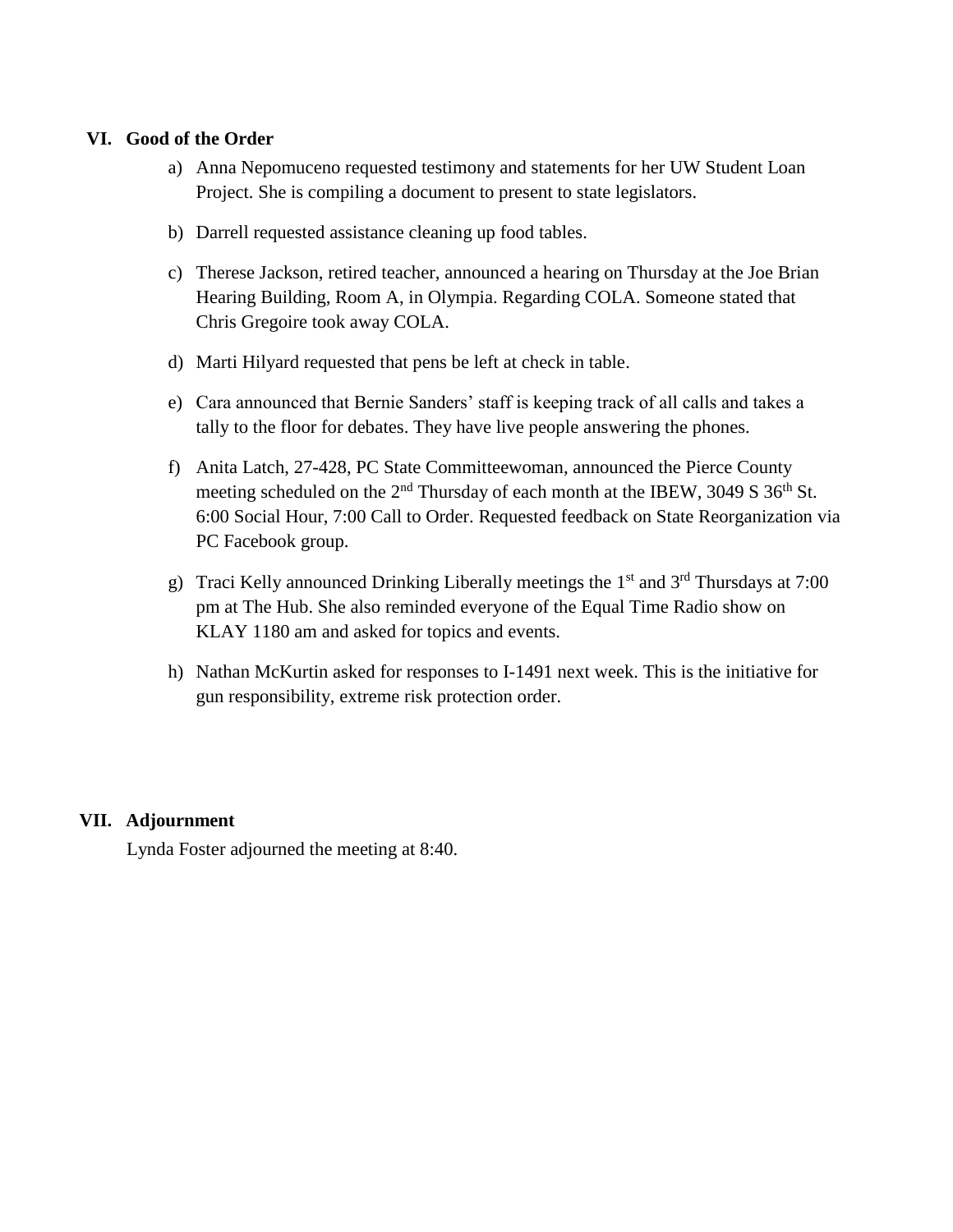## VI. Good of the Order

a) Anna Nepomuceno requested testimony and statements for her UW Student Loan Project. She is compiling a document to present to state legislators.

b) Darrell requested assistance cleaning up food tables.

c) Therese Jackson, retired teacher, announced a hearing on Thursday at the Joe Brian Hearing Building, Room A, in Olympia. Regarding COLA. Someone stated that Chris Gregoire took away COLA.

d) Marti Hilyard requested that pens be left at check in table.

e) Cara announced that Bernie Sanders' staff is keeping track of all calls and takes a tally to the floor for debates. They have live people answering the phones.

f) Anita Latch, 27-428, PC State Committeewoman, announced the Pierce County meeting scheduled on the 2nd Thursday of each month at the IBEW, 3049 S 36th St. 6:00 Social Hour, 7:00 Call to Order. Requested feedback on State Reorganization via PC Facebook group.

g) Traci Kelly announced Drinking Liberally meetings the 1st and 3rd Thursdays at 7:00 pm at The Hub. She also reminded everyone of the Equal Time Radio show on KLAY 1180 am and asked for topics and events.

h) Nathan McKurtin asked for responses to I-1491 next week. This is the initiative for gun responsibility, extreme risk protection order.

## VII. Adjournment

Lynda Foster adjourned the meeting at 8:40.